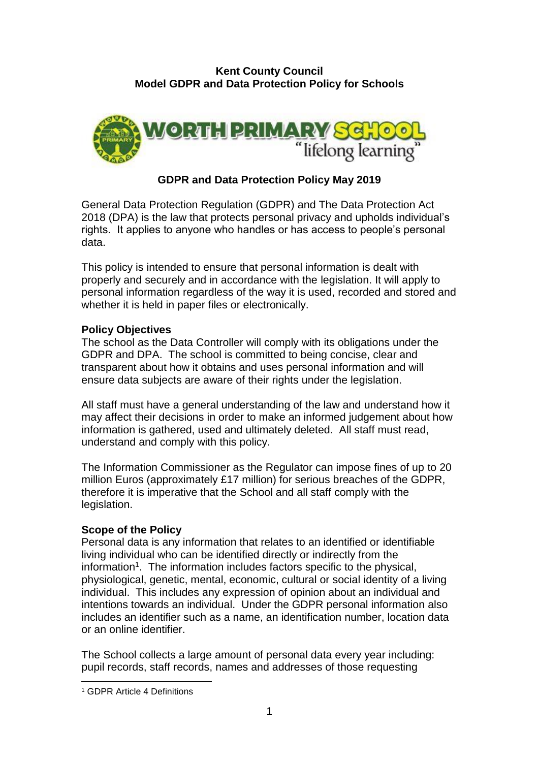**Kent County Council**
**Model GDPR and Data Protection Policy for Schools**

WORTH PRIMARY SCHOOL
"lifelong learning"

## GDPR and Data Protection Policy May 2019

General Data Protection Regulation (GDPR) and The Data Protection Act 2018 (DPA) is the law that protects personal privacy and upholds individual's rights. It applies to anyone who handles or has access to people's personal data.

This policy is intended to ensure that personal information is dealt with properly and securely and in accordance with the legislation. It will apply to personal information regardless of the way it is used, recorded and stored and whether it is held in paper files or electronically.

### Policy Objectives

The school as the Data Controller will comply with its obligations under the GDPR and DPA. The school is committed to being concise, clear and transparent about how it obtains and uses personal information and will ensure data subjects are aware of their rights under the legislation.

All staff must have a general understanding of the law and understand how it may affect their decisions in order to make an informed judgement about how information is gathered, used and ultimately deleted. All staff must read, understand and comply with this policy.

The Information Commissioner as the Regulator can impose fines of up to 20 million Euros (approximately £17 million) for serious breaches of the GDPR, therefore it is imperative that the School and all staff comply with the legislation.

### Scope of the Policy

Personal data is any information that relates to an identified or identifiable living individual who can be identified directly or indirectly from the information[1]. The information includes factors specific to the physical, physiological, genetic, mental, economic, cultural or social identity of a living individual. This includes any expression of opinion about an individual and intentions towards an individual. Under the GDPR personal information also includes an identifier such as a name, an identification number, location data or an online identifier.

The School collects a large amount of personal data every year including: pupil records, staff records, names and addresses of those requesting

---

[1] GDPR Article 4 Definitions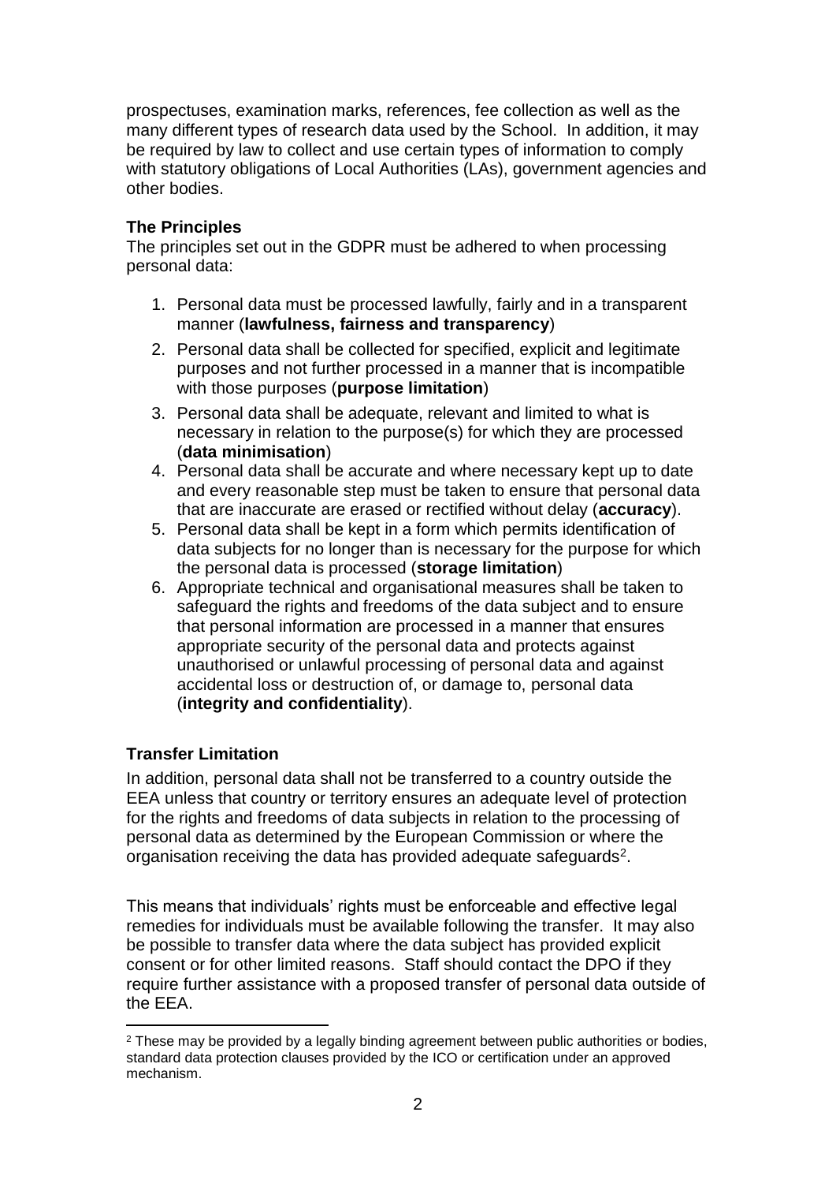prospectuses, examination marks, references, fee collection as well as the many different types of research data used by the School. In addition, it may be required by law to collect and use certain types of information to comply with statutory obligations of Local Authorities (LAs), government agencies and other bodies.

**The Principles**

The principles set out in the GDPR must be adhered to when processing personal data:

1. Personal data must be processed lawfully, fairly and in a transparent manner (**lawfulness, fairness and transparency**)
2. Personal data shall be collected for specified, explicit and legitimate purposes and not further processed in a manner that is incompatible with those purposes (**purpose limitation**)
3. Personal data shall be adequate, relevant and limited to what is necessary in relation to the purpose(s) for which they are processed (**data minimisation**)
4. Personal data shall be accurate and where necessary kept up to date and every reasonable step must be taken to ensure that personal data that are inaccurate are erased or rectified without delay (**accuracy**).
5. Personal data shall be kept in a form which permits identification of data subjects for no longer than is necessary for the purpose for which the personal data is processed (**storage limitation**)
6. Appropriate technical and organisational measures shall be taken to safeguard the rights and freedoms of the data subject and to ensure that personal information are processed in a manner that ensures appropriate security of the personal data and protects against unauthorised or unlawful processing of personal data and against accidental loss or destruction of, or damage to, personal data (**integrity and confidentiality**).

**Transfer Limitation**

In addition, personal data shall not be transferred to a country outside the EEA unless that country or territory ensures an adequate level of protection for the rights and freedoms of data subjects in relation to the processing of personal data as determined by the European Commission or where the organisation receiving the data has provided adequate safeguards[2].

This means that individuals' rights must be enforceable and effective legal remedies for individuals must be available following the transfer. It may also be possible to transfer data where the data subject has provided explicit consent or for other limited reasons. Staff should contact the DPO if they require further assistance with a proposed transfer of personal data outside of the EEA.

[2] These may be provided by a legally binding agreement between public authorities or bodies, standard data protection clauses provided by the ICO or certification under an approved mechanism.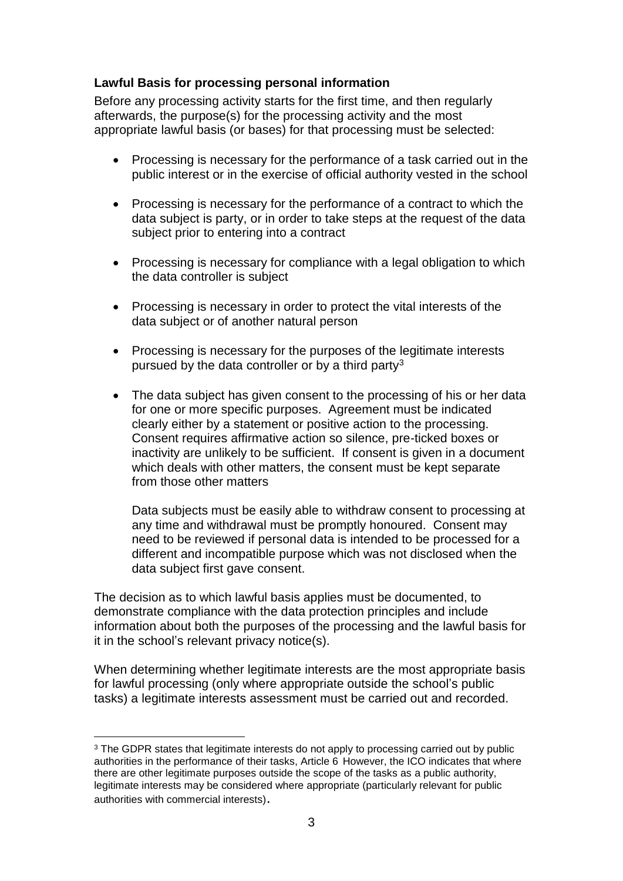**Lawful Basis for processing personal information**

Before any processing activity starts for the first time, and then regularly afterwards, the purpose(s) for the processing activity and the most appropriate lawful basis (or bases) for that processing must be selected:

- Processing is necessary for the performance of a task carried out in the public interest or in the exercise of official authority vested in the school
- Processing is necessary for the performance of a contract to which the data subject is party, or in order to take steps at the request of the data subject prior to entering into a contract
- Processing is necessary for compliance with a legal obligation to which the data controller is subject
- Processing is necessary in order to protect the vital interests of the data subject or of another natural person
- Processing is necessary for the purposes of the legitimate interests pursued by the data controller or by a third party[3]
- The data subject has given consent to the processing of his or her data for one or more specific purposes. Agreement must be indicated clearly either by a statement or positive action to the processing. Consent requires affirmative action so silence, pre-ticked boxes or inactivity are unlikely to be sufficient. If consent is given in a document which deals with other matters, the consent must be kept separate from those other matters

  Data subjects must be easily able to withdraw consent to processing at any time and withdrawal must be promptly honoured. Consent may need to be reviewed if personal data is intended to be processed for a different and incompatible purpose which was not disclosed when the data subject first gave consent.

The decision as to which lawful basis applies must be documented, to demonstrate compliance with the data protection principles and include information about both the purposes of the processing and the lawful basis for it in the school's relevant privacy notice(s).

When determining whether legitimate interests are the most appropriate basis for lawful processing (only where appropriate outside the school's public tasks) a legitimate interests assessment must be carried out and recorded.

---

[3] The GDPR states that legitimate interests do not apply to processing carried out by public authorities in the performance of their tasks, Article 6 However, the ICO indicates that where there are other legitimate purposes outside the scope of the tasks as a public authority, legitimate interests may be considered where appropriate (particularly relevant for public authorities with commercial interests).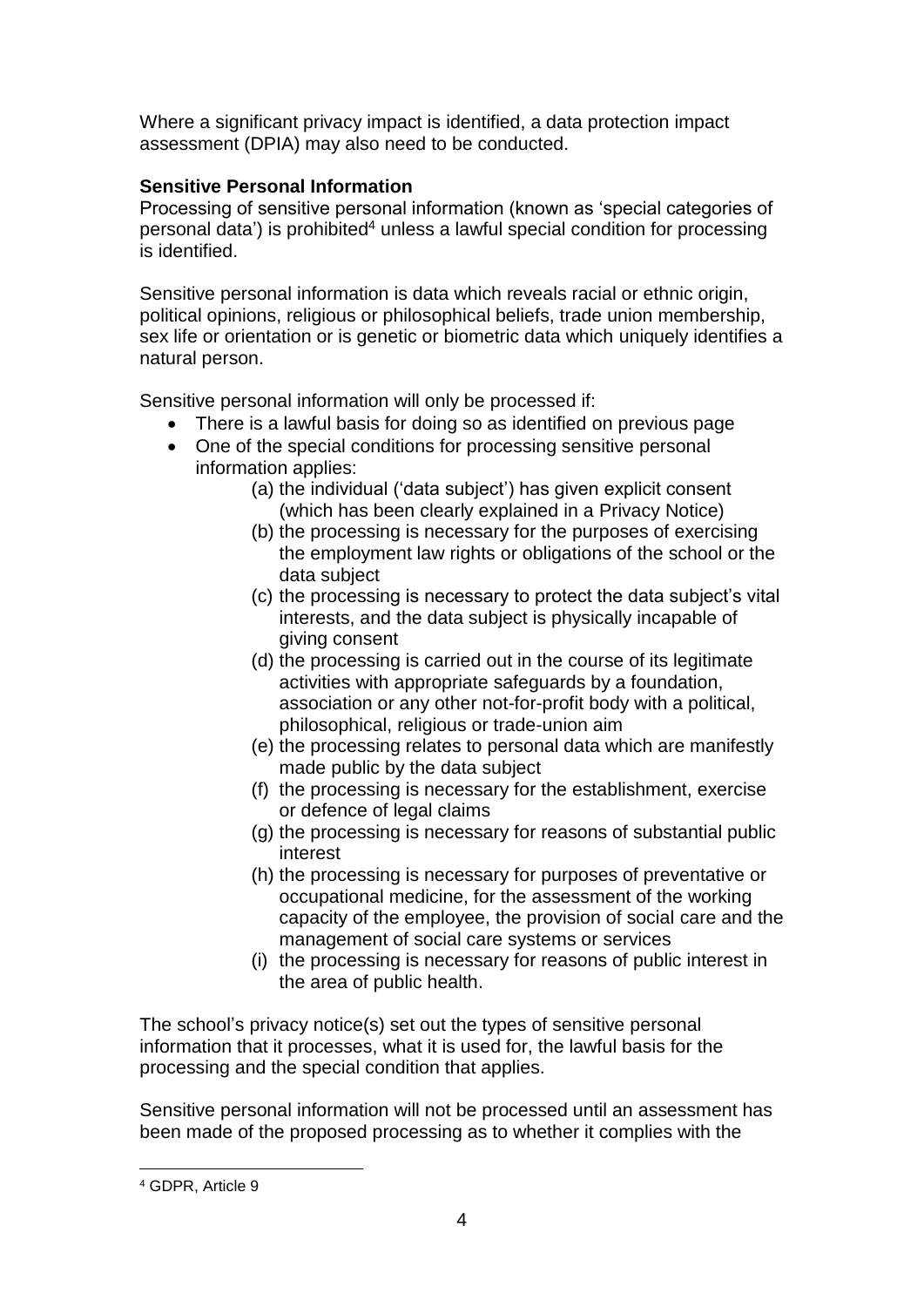Where a significant privacy impact is identified, a data protection impact assessment (DPIA) may also need to be conducted.

**Sensitive Personal Information**

Processing of sensitive personal information (known as 'special categories of personal data') is prohibited[4] unless a lawful special condition for processing is identified.

Sensitive personal information is data which reveals racial or ethnic origin, political opinions, religious or philosophical beliefs, trade union membership, sex life or orientation or is genetic or biometric data which uniquely identifies a natural person.

Sensitive personal information will only be processed if:

- There is a lawful basis for doing so as identified on previous page
- One of the special conditions for processing sensitive personal information applies:
  - (a) the individual ('data subject') has given explicit consent (which has been clearly explained in a Privacy Notice)
  - (b) the processing is necessary for the purposes of exercising the employment law rights or obligations of the school or the data subject
  - (c) the processing is necessary to protect the data subject's vital interests, and the data subject is physically incapable of giving consent
  - (d) the processing is carried out in the course of its legitimate activities with appropriate safeguards by a foundation, association or any other not-for-profit body with a political, philosophical, religious or trade-union aim
  - (e) the processing relates to personal data which are manifestly made public by the data subject
  - (f) the processing is necessary for the establishment, exercise or defence of legal claims
  - (g) the processing is necessary for reasons of substantial public interest
  - (h) the processing is necessary for purposes of preventative or occupational medicine, for the assessment of the working capacity of the employee, the provision of social care and the management of social care systems or services
  - (i) the processing is necessary for reasons of public interest in the area of public health.

The school's privacy notice(s) set out the types of sensitive personal information that it processes, what it is used for, the lawful basis for the processing and the special condition that applies.

Sensitive personal information will not be processed until an assessment has been made of the proposed processing as to whether it complies with the

---

[4] GDPR, Article 9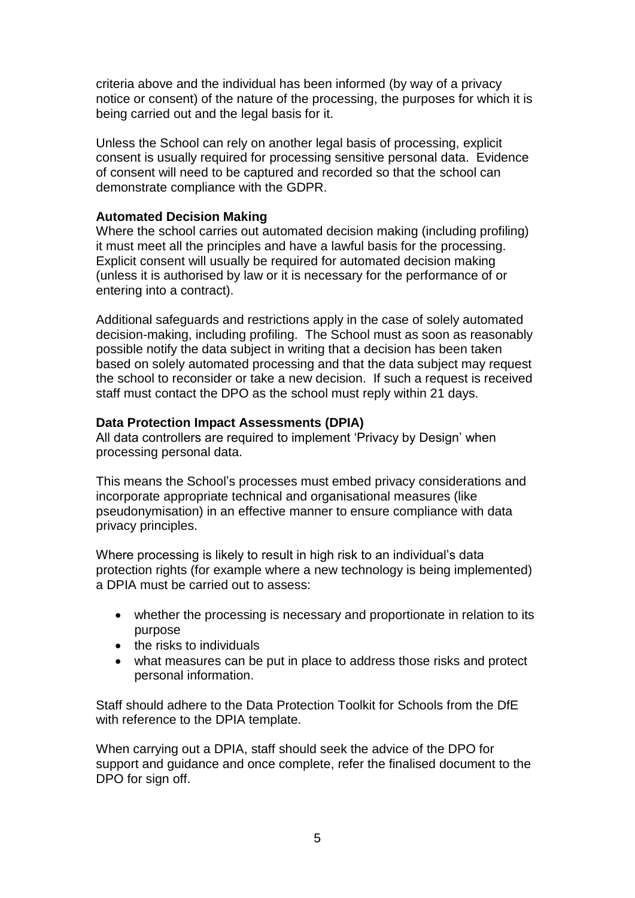criteria above and the individual has been informed (by way of a privacy notice or consent) of the nature of the processing, the purposes for which it is being carried out and the legal basis for it.

Unless the School can rely on another legal basis of processing, explicit consent is usually required for processing sensitive personal data. Evidence of consent will need to be captured and recorded so that the school can demonstrate compliance with the GDPR.

**Automated Decision Making**

Where the school carries out automated decision making (including profiling) it must meet all the principles and have a lawful basis for the processing. Explicit consent will usually be required for automated decision making (unless it is authorised by law or it is necessary for the performance of or entering into a contract).

Additional safeguards and restrictions apply in the case of solely automated decision-making, including profiling. The School must as soon as reasonably possible notify the data subject in writing that a decision has been taken based on solely automated processing and that the data subject may request the school to reconsider or take a new decision. If such a request is received staff must contact the DPO as the school must reply within 21 days.

**Data Protection Impact Assessments (DPIA)**

All data controllers are required to implement 'Privacy by Design' when processing personal data.

This means the School's processes must embed privacy considerations and incorporate appropriate technical and organisational measures (like pseudonymisation) in an effective manner to ensure compliance with data privacy principles.

Where processing is likely to result in high risk to an individual's data protection rights (for example where a new technology is being implemented) a DPIA must be carried out to assess:

- whether the processing is necessary and proportionate in relation to its purpose
- the risks to individuals
- what measures can be put in place to address those risks and protect personal information.

Staff should adhere to the Data Protection Toolkit for Schools from the DfE with reference to the DPIA template.

When carrying out a DPIA, staff should seek the advice of the DPO for support and guidance and once complete, refer the finalised document to the DPO for sign off.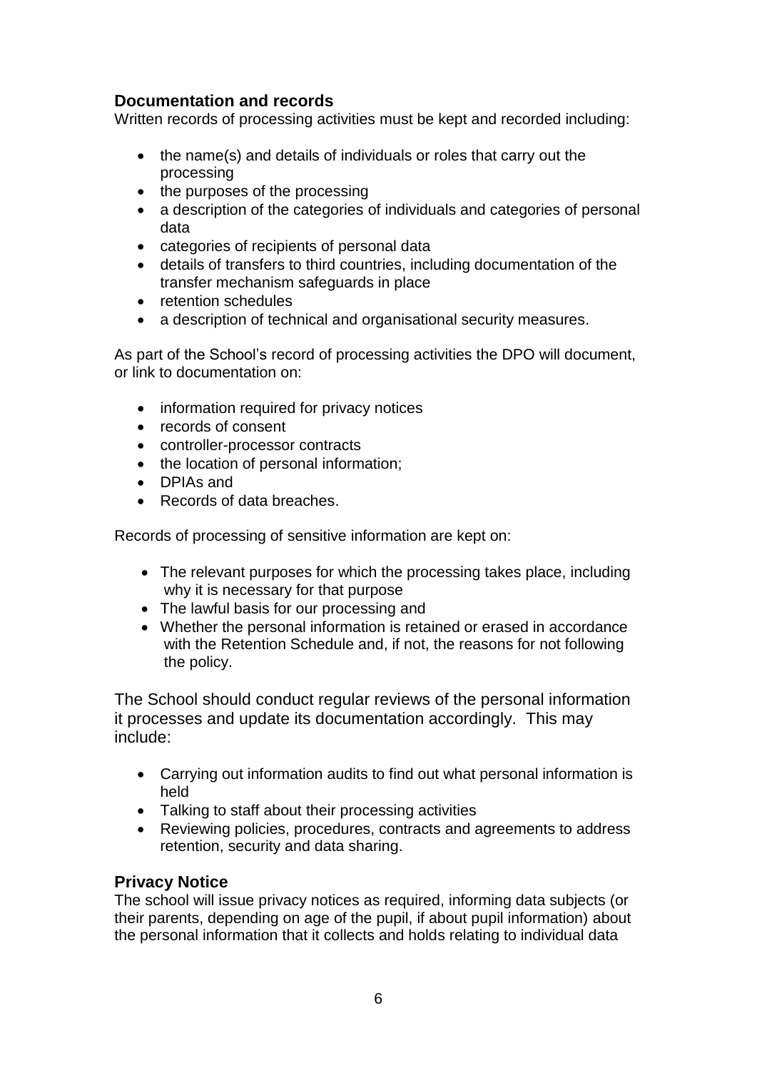## Documentation and records

Written records of processing activities must be kept and recorded including:

- the name(s) and details of individuals or roles that carry out the processing
- the purposes of the processing
- a description of the categories of individuals and categories of personal data
- categories of recipients of personal data
- details of transfers to third countries, including documentation of the transfer mechanism safeguards in place
- retention schedules
- a description of technical and organisational security measures.

As part of the School's record of processing activities the DPO will document, or link to documentation on:

- information required for privacy notices
- records of consent
- controller-processor contracts
- the location of personal information;
- DPIAs and
- Records of data breaches.

Records of processing of sensitive information are kept on:

- The relevant purposes for which the processing takes place, including why it is necessary for that purpose
- The lawful basis for our processing and
- Whether the personal information is retained or erased in accordance with the Retention Schedule and, if not, the reasons for not following the policy.

The School should conduct regular reviews of the personal information it processes and update its documentation accordingly. This may include:

- Carrying out information audits to find out what personal information is held
- Talking to staff about their processing activities
- Reviewing policies, procedures, contracts and agreements to address retention, security and data sharing.

## Privacy Notice

The school will issue privacy notices as required, informing data subjects (or their parents, depending on age of the pupil, if about pupil information) about the personal information that it collects and holds relating to individual data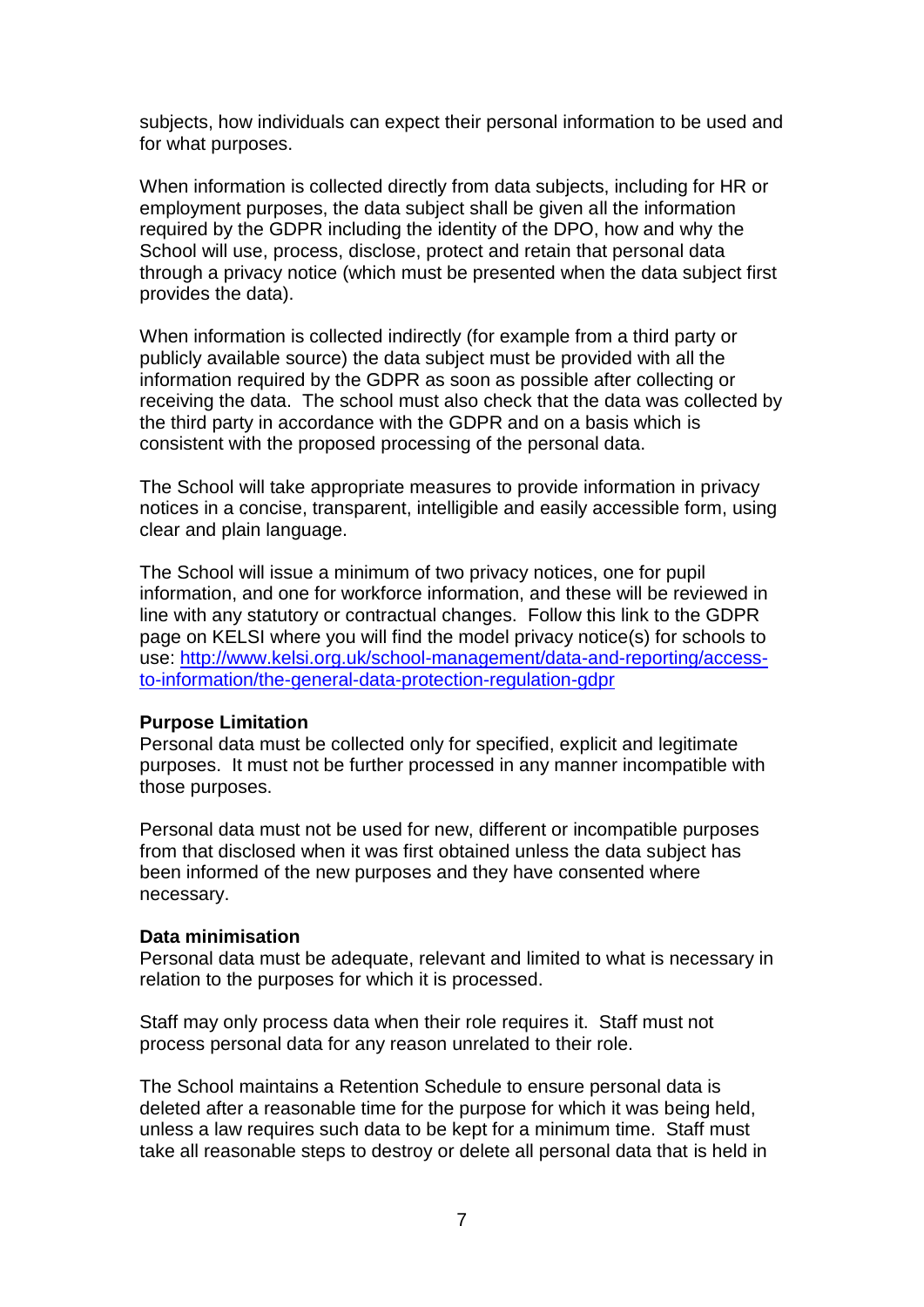subjects, how individuals can expect their personal information to be used and for what purposes.

When information is collected directly from data subjects, including for HR or employment purposes, the data subject shall be given all the information required by the GDPR including the identity of the DPO, how and why the School will use, process, disclose, protect and retain that personal data through a privacy notice (which must be presented when the data subject first provides the data).

When information is collected indirectly (for example from a third party or publicly available source) the data subject must be provided with all the information required by the GDPR as soon as possible after collecting or receiving the data. The school must also check that the data was collected by the third party in accordance with the GDPR and on a basis which is consistent with the proposed processing of the personal data.

The School will take appropriate measures to provide information in privacy notices in a concise, transparent, intelligible and easily accessible form, using clear and plain language.

The School will issue a minimum of two privacy notices, one for pupil information, and one for workforce information, and these will be reviewed in line with any statutory or contractual changes. Follow this link to the GDPR page on KELSI where you will find the model privacy notice(s) for schools to use: [http://www.kelsi.org.uk/school-management/data-and-reporting/access-to-information/the-general-data-protection-regulation-gdpr](http://www.kelsi.org.uk/school-management/data-and-reporting/access-to-information/the-general-data-protection-regulation-gdpr)

**Purpose Limitation**

Personal data must be collected only for specified, explicit and legitimate purposes. It must not be further processed in any manner incompatible with those purposes.

Personal data must not be used for new, different or incompatible purposes from that disclosed when it was first obtained unless the data subject has been informed of the new purposes and they have consented where necessary.

**Data minimisation**

Personal data must be adequate, relevant and limited to what is necessary in relation to the purposes for which it is processed.

Staff may only process data when their role requires it. Staff must not process personal data for any reason unrelated to their role.

The School maintains a Retention Schedule to ensure personal data is deleted after a reasonable time for the purpose for which it was being held, unless a law requires such data to be kept for a minimum time. Staff must take all reasonable steps to destroy or delete all personal data that is held in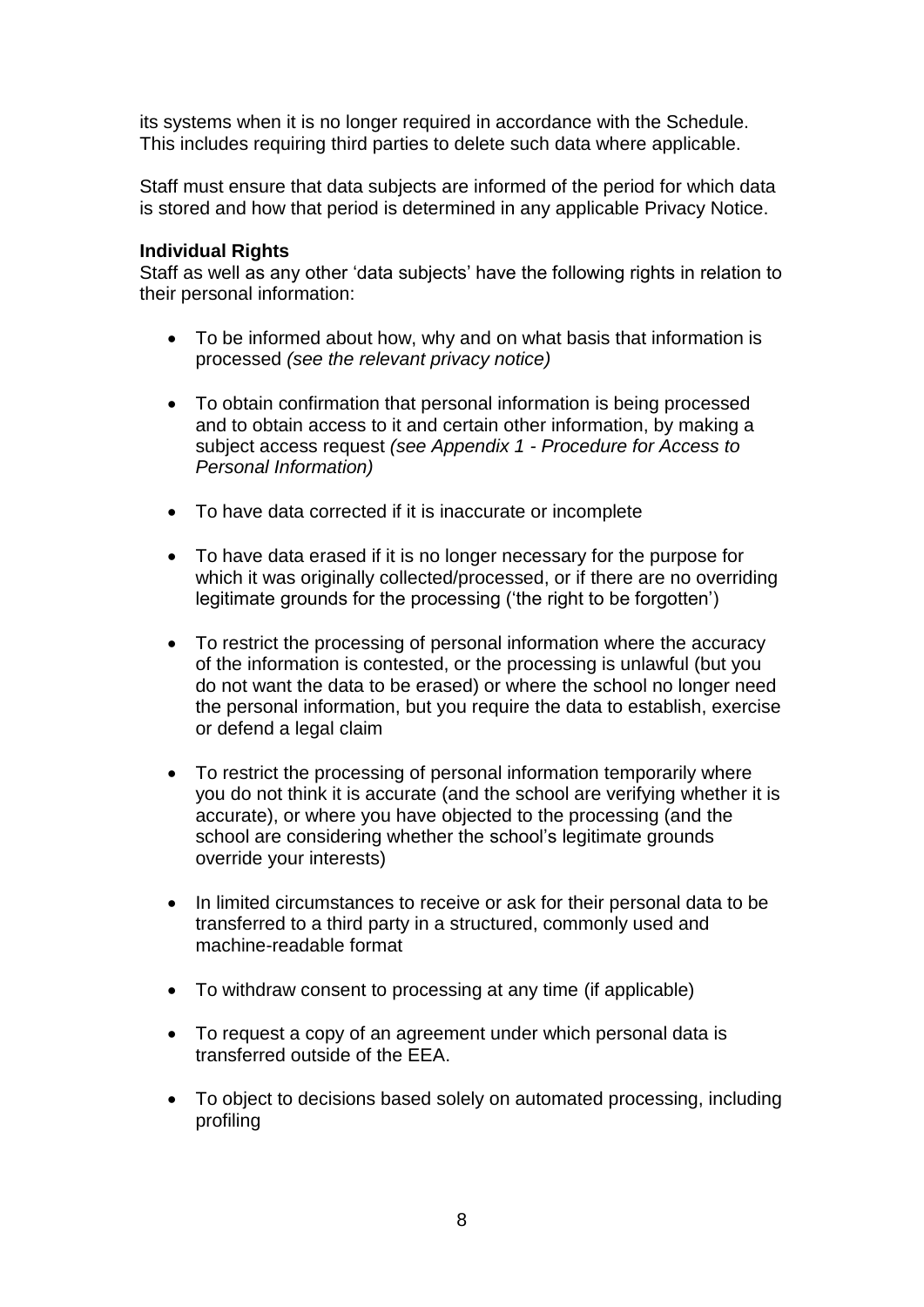its systems when it is no longer required in accordance with the Schedule. This includes requiring third parties to delete such data where applicable.

Staff must ensure that data subjects are informed of the period for which data is stored and how that period is determined in any applicable Privacy Notice.

**Individual Rights**

Staff as well as any other 'data subjects' have the following rights in relation to their personal information:

- To be informed about how, why and on what basis that information is processed *(see the relevant privacy notice)*

- To obtain confirmation that personal information is being processed and to obtain access to it and certain other information, by making a subject access request *(see Appendix 1 - Procedure for Access to Personal Information)*

- To have data corrected if it is inaccurate or incomplete

- To have data erased if it is no longer necessary for the purpose for which it was originally collected/processed, or if there are no overriding legitimate grounds for the processing ('the right to be forgotten')

- To restrict the processing of personal information where the accuracy of the information is contested, or the processing is unlawful (but you do not want the data to be erased) or where the school no longer need the personal information, but you require the data to establish, exercise or defend a legal claim

- To restrict the processing of personal information temporarily where you do not think it is accurate (and the school are verifying whether it is accurate), or where you have objected to the processing (and the school are considering whether the school's legitimate grounds override your interests)

- In limited circumstances to receive or ask for their personal data to be transferred to a third party in a structured, commonly used and machine-readable format

- To withdraw consent to processing at any time (if applicable)

- To request a copy of an agreement under which personal data is transferred outside of the EEA.

- To object to decisions based solely on automated processing, including profiling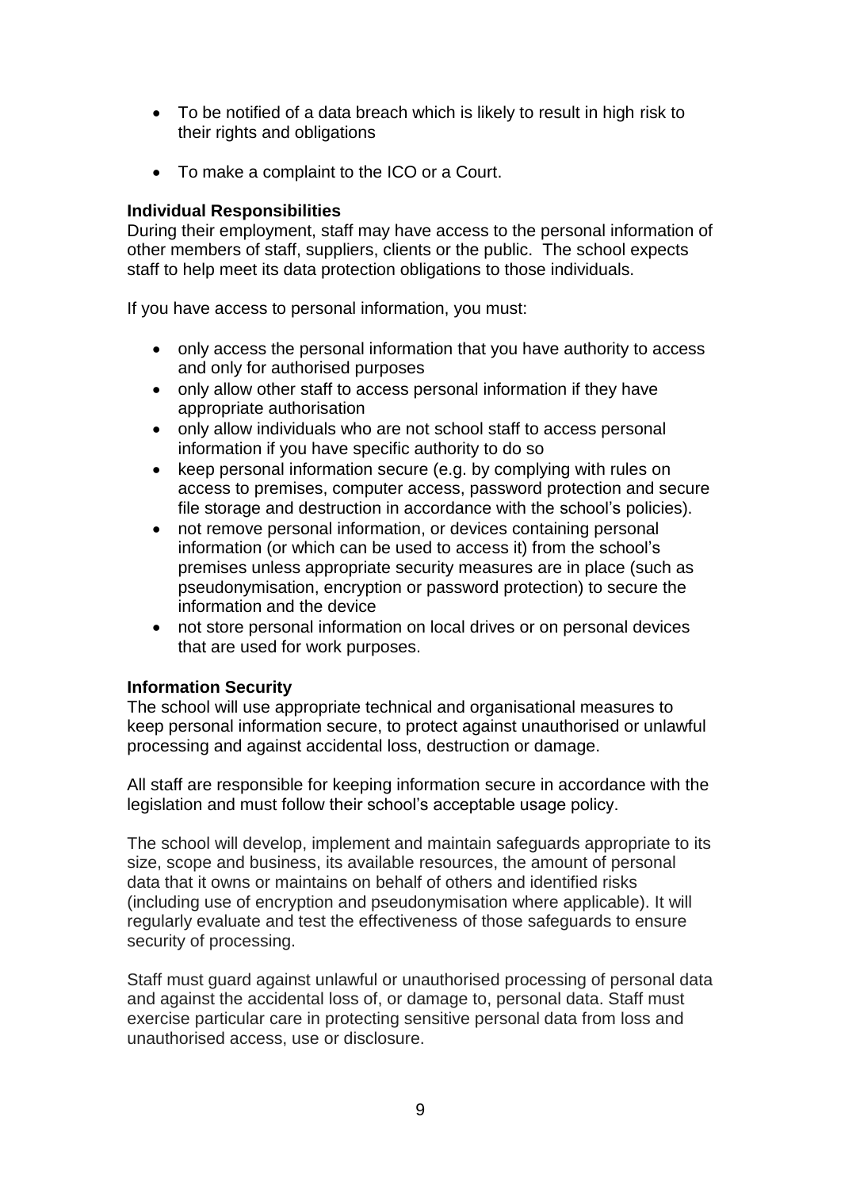- To be notified of a data breach which is likely to result in high risk to their rights and obligations
- To make a complaint to the ICO or a Court.

**Individual Responsibilities**

During their employment, staff may have access to the personal information of other members of staff, suppliers, clients or the public. The school expects staff to help meet its data protection obligations to those individuals.

If you have access to personal information, you must:

- only access the personal information that you have authority to access and only for authorised purposes
- only allow other staff to access personal information if they have appropriate authorisation
- only allow individuals who are not school staff to access personal information if you have specific authority to do so
- keep personal information secure (e.g. by complying with rules on access to premises, computer access, password protection and secure file storage and destruction in accordance with the school's policies).
- not remove personal information, or devices containing personal information (or which can be used to access it) from the school's premises unless appropriate security measures are in place (such as pseudonymisation, encryption or password protection) to secure the information and the device
- not store personal information on local drives or on personal devices that are used for work purposes.

**Information Security**

The school will use appropriate technical and organisational measures to keep personal information secure, to protect against unauthorised or unlawful processing and against accidental loss, destruction or damage.

All staff are responsible for keeping information secure in accordance with the legislation and must follow their school's acceptable usage policy.

The school will develop, implement and maintain safeguards appropriate to its size, scope and business, its available resources, the amount of personal data that it owns or maintains on behalf of others and identified risks (including use of encryption and pseudonymisation where applicable). It will regularly evaluate and test the effectiveness of those safeguards to ensure security of processing.

Staff must guard against unlawful or unauthorised processing of personal data and against the accidental loss of, or damage to, personal data. Staff must exercise particular care in protecting sensitive personal data from loss and unauthorised access, use or disclosure.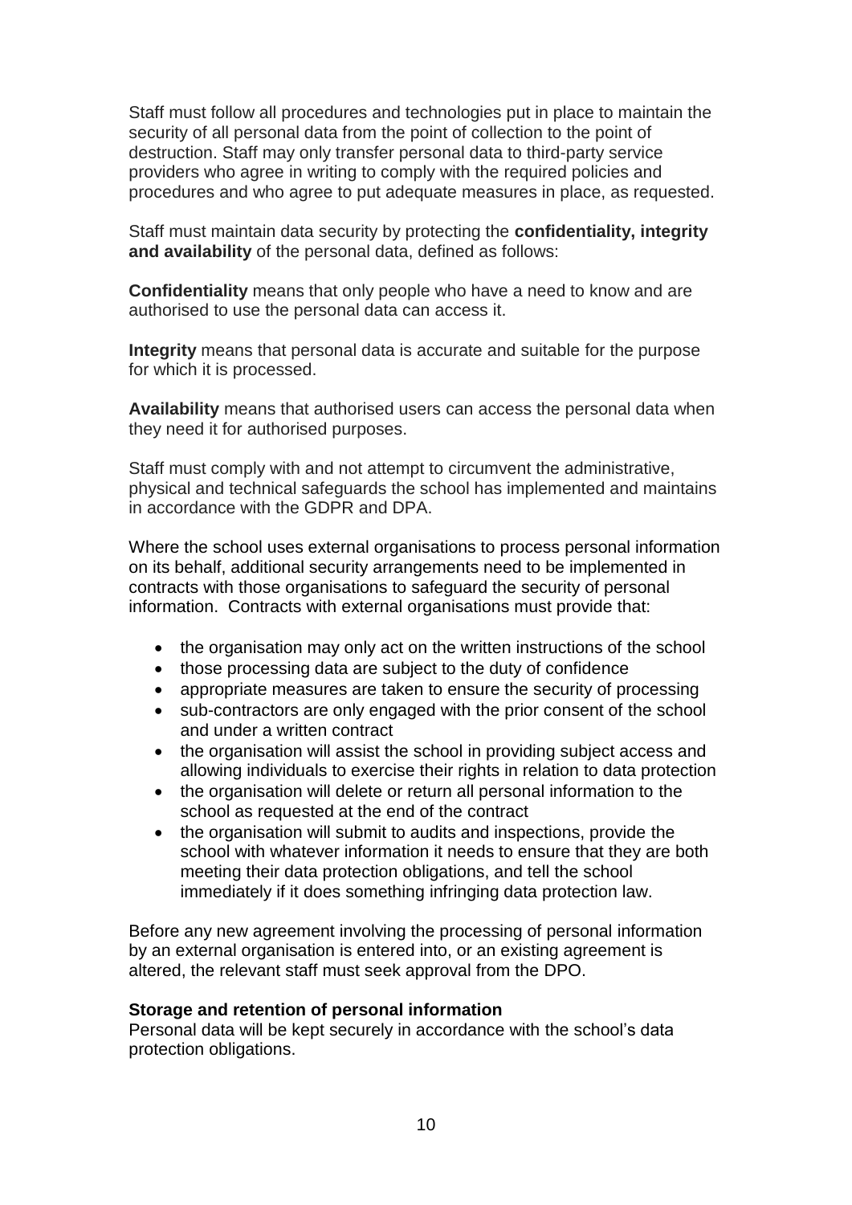Staff must follow all procedures and technologies put in place to maintain the security of all personal data from the point of collection to the point of destruction. Staff may only transfer personal data to third-party service providers who agree in writing to comply with the required policies and procedures and who agree to put adequate measures in place, as requested.

Staff must maintain data security by protecting the **confidentiality, integrity and availability** of the personal data, defined as follows:

**Confidentiality** means that only people who have a need to know and are authorised to use the personal data can access it.

**Integrity** means that personal data is accurate and suitable for the purpose for which it is processed.

**Availability** means that authorised users can access the personal data when they need it for authorised purposes.

Staff must comply with and not attempt to circumvent the administrative, physical and technical safeguards the school has implemented and maintains in accordance with the GDPR and DPA.

Where the school uses external organisations to process personal information on its behalf, additional security arrangements need to be implemented in contracts with those organisations to safeguard the security of personal information. Contracts with external organisations must provide that:

- the organisation may only act on the written instructions of the school
- those processing data are subject to the duty of confidence
- appropriate measures are taken to ensure the security of processing
- sub-contractors are only engaged with the prior consent of the school and under a written contract
- the organisation will assist the school in providing subject access and allowing individuals to exercise their rights in relation to data protection
- the organisation will delete or return all personal information to the school as requested at the end of the contract
- the organisation will submit to audits and inspections, provide the school with whatever information it needs to ensure that they are both meeting their data protection obligations, and tell the school immediately if it does something infringing data protection law.

Before any new agreement involving the processing of personal information by an external organisation is entered into, or an existing agreement is altered, the relevant staff must seek approval from the DPO.

**Storage and retention of personal information**

Personal data will be kept securely in accordance with the school's data protection obligations.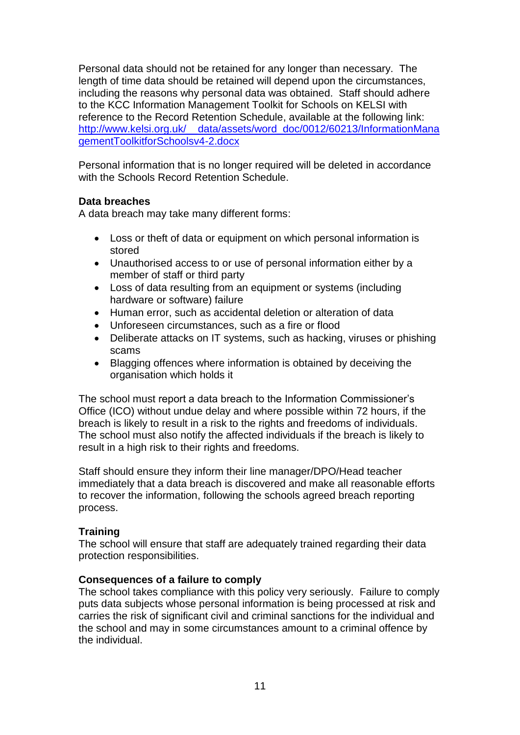Personal data should not be retained for any longer than necessary. The length of time data should be retained will depend upon the circumstances, including the reasons why personal data was obtained. Staff should adhere to the KCC Information Management Toolkit for Schools on KELSI with reference to the Record Retention Schedule, available at the following link: http://www.kelsi.org.uk/__data/assets/word_doc/0012/60213/InformationManagementToolkitforSchoolsv4-2.docx

Personal information that is no longer required will be deleted in accordance with the Schools Record Retention Schedule.

**Data breaches**

A data breach may take many different forms:

- Loss or theft of data or equipment on which personal information is stored
- Unauthorised access to or use of personal information either by a member of staff or third party
- Loss of data resulting from an equipment or systems (including hardware or software) failure
- Human error, such as accidental deletion or alteration of data
- Unforeseen circumstances, such as a fire or flood
- Deliberate attacks on IT systems, such as hacking, viruses or phishing scams
- Blagging offences where information is obtained by deceiving the organisation which holds it

The school must report a data breach to the Information Commissioner's Office (ICO) without undue delay and where possible within 72 hours, if the breach is likely to result in a risk to the rights and freedoms of individuals. The school must also notify the affected individuals if the breach is likely to result in a high risk to their rights and freedoms.

Staff should ensure they inform their line manager/DPO/Head teacher immediately that a data breach is discovered and make all reasonable efforts to recover the information, following the schools agreed breach reporting process.

**Training**

The school will ensure that staff are adequately trained regarding their data protection responsibilities.

**Consequences of a failure to comply**

The school takes compliance with this policy very seriously. Failure to comply puts data subjects whose personal information is being processed at risk and carries the risk of significant civil and criminal sanctions for the individual and the school and may in some circumstances amount to a criminal offence by the individual.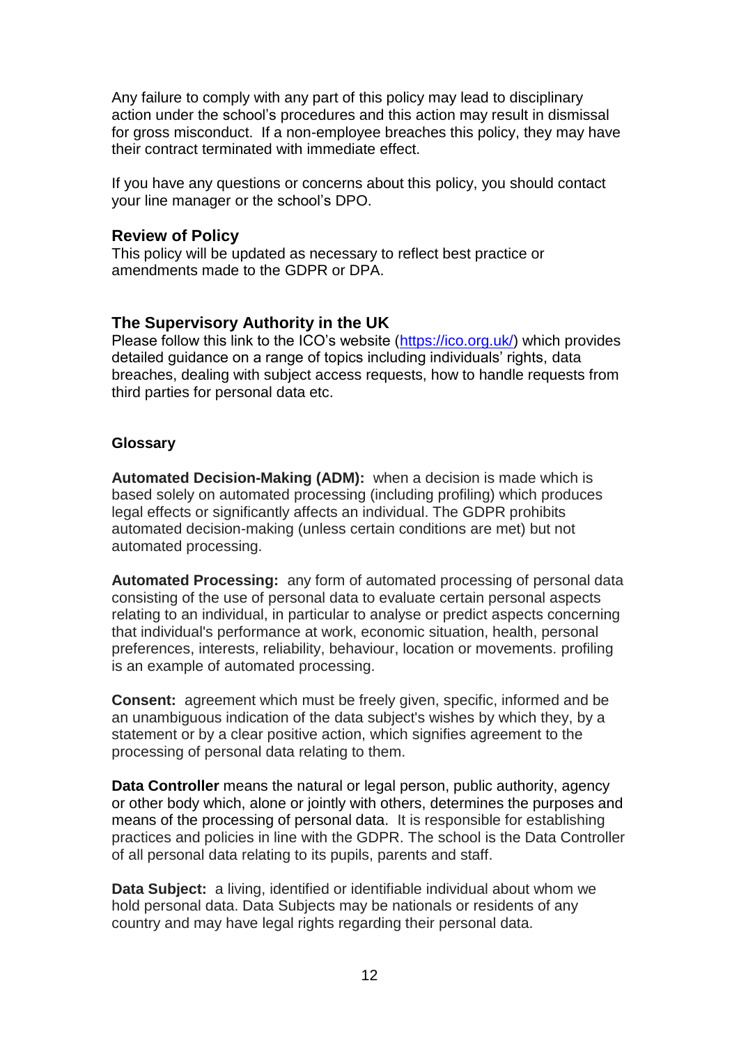Any failure to comply with any part of this policy may lead to disciplinary action under the school's procedures and this action may result in dismissal for gross misconduct. If a non-employee breaches this policy, they may have their contract terminated with immediate effect.

If you have any questions or concerns about this policy, you should contact your line manager or the school's DPO.

## Review of Policy

This policy will be updated as necessary to reflect best practice or amendments made to the GDPR or DPA.

## The Supervisory Authority in the UK

Please follow this link to the ICO's website ([https://ico.org.uk/](https://ico.org.uk/)) which provides detailed guidance on a range of topics including individuals' rights, data breaches, dealing with subject access requests, how to handle requests from third parties for personal data etc.

### Glossary

**Automated Decision-Making (ADM):** when a decision is made which is based solely on automated processing (including profiling) which produces legal effects or significantly affects an individual. The GDPR prohibits automated decision-making (unless certain conditions are met) but not automated processing.

**Automated Processing:** any form of automated processing of personal data consisting of the use of personal data to evaluate certain personal aspects relating to an individual, in particular to analyse or predict aspects concerning that individual's performance at work, economic situation, health, personal preferences, interests, reliability, behaviour, location or movements. profiling is an example of automated processing.

**Consent:** agreement which must be freely given, specific, informed and be an unambiguous indication of the data subject's wishes by which they, by a statement or by a clear positive action, which signifies agreement to the processing of personal data relating to them.

**Data Controller** means the natural or legal person, public authority, agency or other body which, alone or jointly with others, determines the purposes and means of the processing of personal data. It is responsible for establishing practices and policies in line with the GDPR. The school is the Data Controller of all personal data relating to its pupils, parents and staff.

**Data Subject:** a living, identified or identifiable individual about whom we hold personal data. Data Subjects may be nationals or residents of any country and may have legal rights regarding their personal data.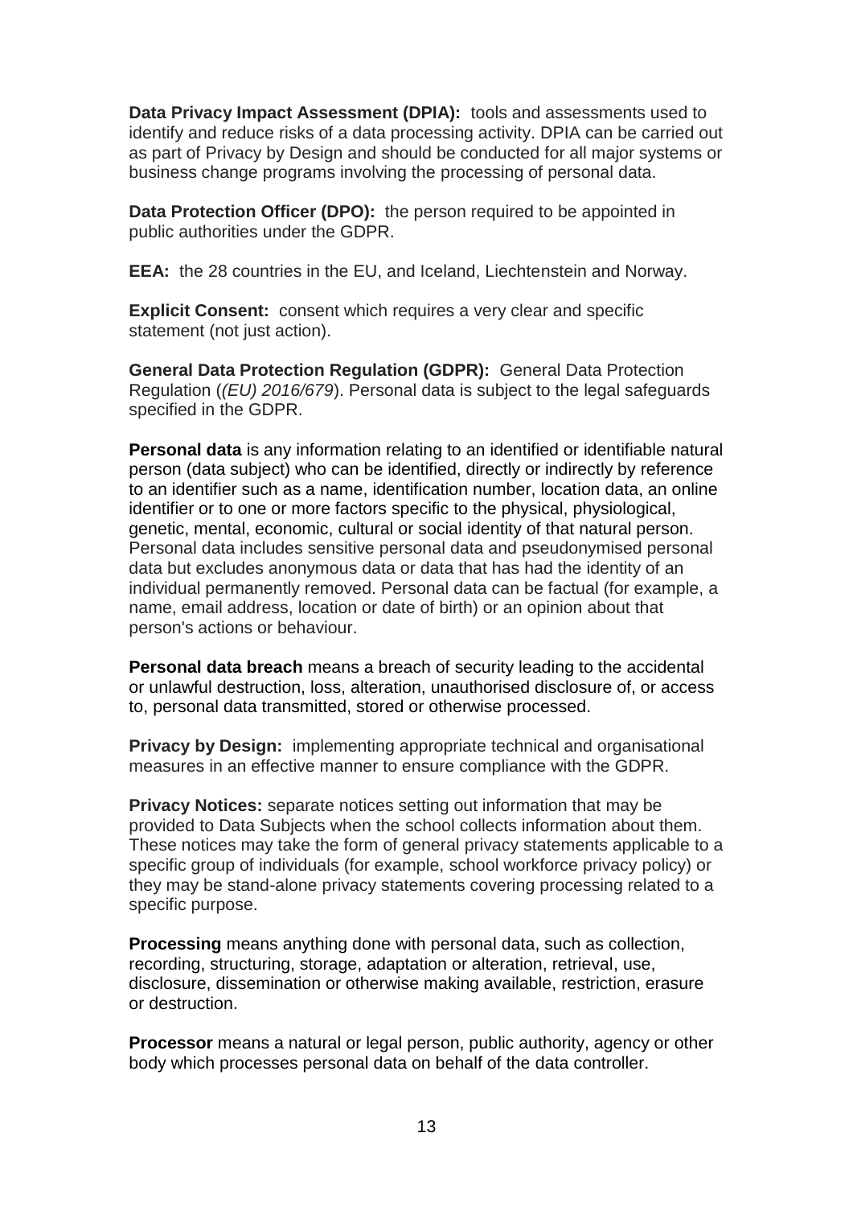**Data Privacy Impact Assessment (DPIA):** tools and assessments used to identify and reduce risks of a data processing activity. DPIA can be carried out as part of Privacy by Design and should be conducted for all major systems or business change programs involving the processing of personal data.

**Data Protection Officer (DPO):** the person required to be appointed in public authorities under the GDPR.

**EEA:** the 28 countries in the EU, and Iceland, Liechtenstein and Norway.

**Explicit Consent:** consent which requires a very clear and specific statement (not just action).

**General Data Protection Regulation (GDPR):** General Data Protection Regulation (*(EU) 2016/679*). Personal data is subject to the legal safeguards specified in the GDPR.

**Personal data** is any information relating to an identified or identifiable natural person (data subject) who can be identified, directly or indirectly by reference to an identifier such as a name, identification number, location data, an online identifier or to one or more factors specific to the physical, physiological, genetic, mental, economic, cultural or social identity of that natural person. Personal data includes sensitive personal data and pseudonymised personal data but excludes anonymous data or data that has had the identity of an individual permanently removed. Personal data can be factual (for example, a name, email address, location or date of birth) or an opinion about that person's actions or behaviour.

**Personal data breach** means a breach of security leading to the accidental or unlawful destruction, loss, alteration, unauthorised disclosure of, or access to, personal data transmitted, stored or otherwise processed.

**Privacy by Design:** implementing appropriate technical and organisational measures in an effective manner to ensure compliance with the GDPR.

**Privacy Notices:** separate notices setting out information that may be provided to Data Subjects when the school collects information about them. These notices may take the form of general privacy statements applicable to a specific group of individuals (for example, school workforce privacy policy) or they may be stand-alone privacy statements covering processing related to a specific purpose.

**Processing** means anything done with personal data, such as collection, recording, structuring, storage, adaptation or alteration, retrieval, use, disclosure, dissemination or otherwise making available, restriction, erasure or destruction.

**Processor** means a natural or legal person, public authority, agency or other body which processes personal data on behalf of the data controller.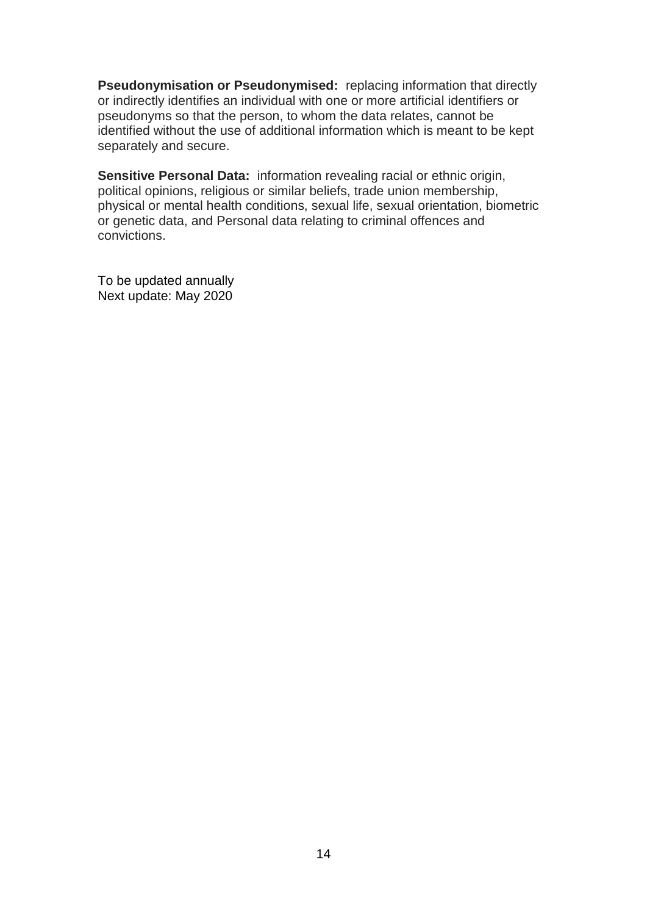**Pseudonymisation or Pseudonymised:** replacing information that directly or indirectly identifies an individual with one or more artificial identifiers or pseudonyms so that the person, to whom the data relates, cannot be identified without the use of additional information which is meant to be kept separately and secure.

**Sensitive Personal Data:** information revealing racial or ethnic origin, political opinions, religious or similar beliefs, trade union membership, physical or mental health conditions, sexual life, sexual orientation, biometric or genetic data, and Personal data relating to criminal offences and convictions.

To be updated annually
Next update: May 2020